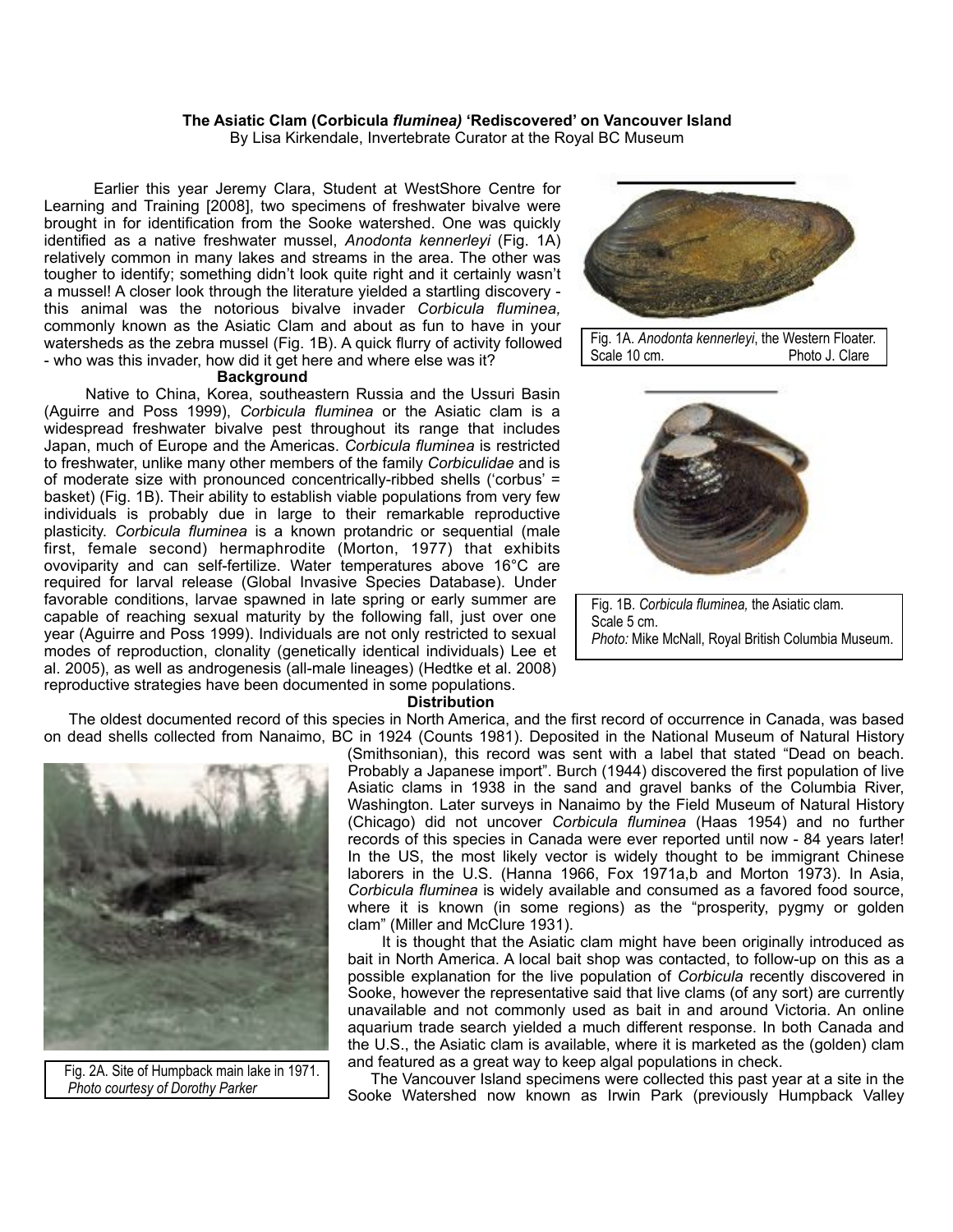**The Asiatic Clam (Corbicula *fluminea)* 'Rediscovered' on Vancouver Island**
By Lisa Kirkendale, Invertebrate Curator at the Royal BC Museum

Earlier this year Jeremy Clara, Student at WestShore Centre for Learning and Training [2008], two specimens of freshwater bivalve were brought in for identification from the Sooke watershed. One was quickly identified as a native freshwater mussel, *Anodonta kennerleyi* (Fig. 1A) relatively common in many lakes and streams in the area. The other was tougher to identify; something didn't look quite right and it certainly wasn't a mussel! A closer look through the literature yielded a startling discovery - this animal was the notorious bivalve invader *Corbicula fluminea,* commonly known as the Asiatic Clam and about as fun to have in your watersheds as the zebra mussel (Fig. 1B). A quick flurry of activity followed - who was this invader, how did it get here and where else was it?

Fig. 1A. *Anodonta kennerleyi*, the Western Floater. Scale 10 cm. Photo J. Clare

Fig. 1B. *Corbicula fluminea,* the Asiatic clam. Scale 5 cm. *Photo:* Mike McNall, Royal British Columbia Museum.

**Background**

Native to China, Korea, southeastern Russia and the Ussuri Basin (Aguirre and Poss 1999), *Corbicula fluminea* or the Asiatic clam is a widespread freshwater bivalve pest throughout its range that includes Japan, much of Europe and the Americas. *Corbicula fluminea* is restricted to freshwater, unlike many other members of the family *Corbiculidae* and is of moderate size with pronounced concentrically-ribbed shells ('corbus' = basket) (Fig. 1B). Their ability to establish viable populations from very few individuals is probably due in large to their remarkable reproductive plasticity. *Corbicula fluminea* is a known protandric or sequential (male first, female second) hermaphrodite (Morton, 1977) that exhibits ovoviparity and can self-fertilize. Water temperatures above 16°C are required for larval release (Global Invasive Species Database). Under favorable conditions, larvae spawned in late spring or early summer are capable of reaching sexual maturity by the following fall, just over one year (Aguirre and Poss 1999). Individuals are not only restricted to sexual modes of reproduction, clonality (genetically identical individuals) Lee et al. 2005), as well as androgenesis (all-male lineages) (Hedtke et al. 2008) reproductive strategies have been documented in some populations.

**Distribution**

The oldest documented record of this species in North America, and the first record of occurrence in Canada, was based on dead shells collected from Nanaimo, BC in 1924 (Counts 1981). Deposited in the National Museum of Natural History (Smithsonian), this record was sent with a label that stated "Dead on beach. Probably a Japanese import". Burch (1944) discovered the first population of live Asiatic clams in 1938 in the sand and gravel banks of the Columbia River, Washington. Later surveys in Nanaimo by the Field Museum of Natural History (Chicago) did not uncover *Corbicula fluminea* (Haas 1954) and no further records of this species in Canada were ever reported until now - 84 years later! In the US, the most likely vector is widely thought to be immigrant Chinese laborers in the U.S. (Hanna 1966, Fox 1971a,b and Morton 1973). In Asia, *Corbicula fluminea* is widely available and consumed as a favored food source, where it is known (in some regions) as the "prosperity, pygmy or golden clam" (Miller and McClure 1931).

Fig. 2A. Site of Humpback main lake in 1971. *Photo courtesy of Dorothy Parker*

It is thought that the Asiatic clam might have been originally introduced as bait in North America. A local bait shop was contacted, to follow-up on this as a possible explanation for the live population of *Corbicula* recently discovered in Sooke, however the representative said that live clams (of any sort) are currently unavailable and not commonly used as bait in and around Victoria. An online aquarium trade search yielded a much different response. In both Canada and the U.S., the Asiatic clam is available, where it is marketed as the (golden) clam and featured as a great way to keep algal populations in check.

The Vancouver Island specimens were collected this past year at a site in the Sooke Watershed now known as Irwin Park (previously Humpback Valley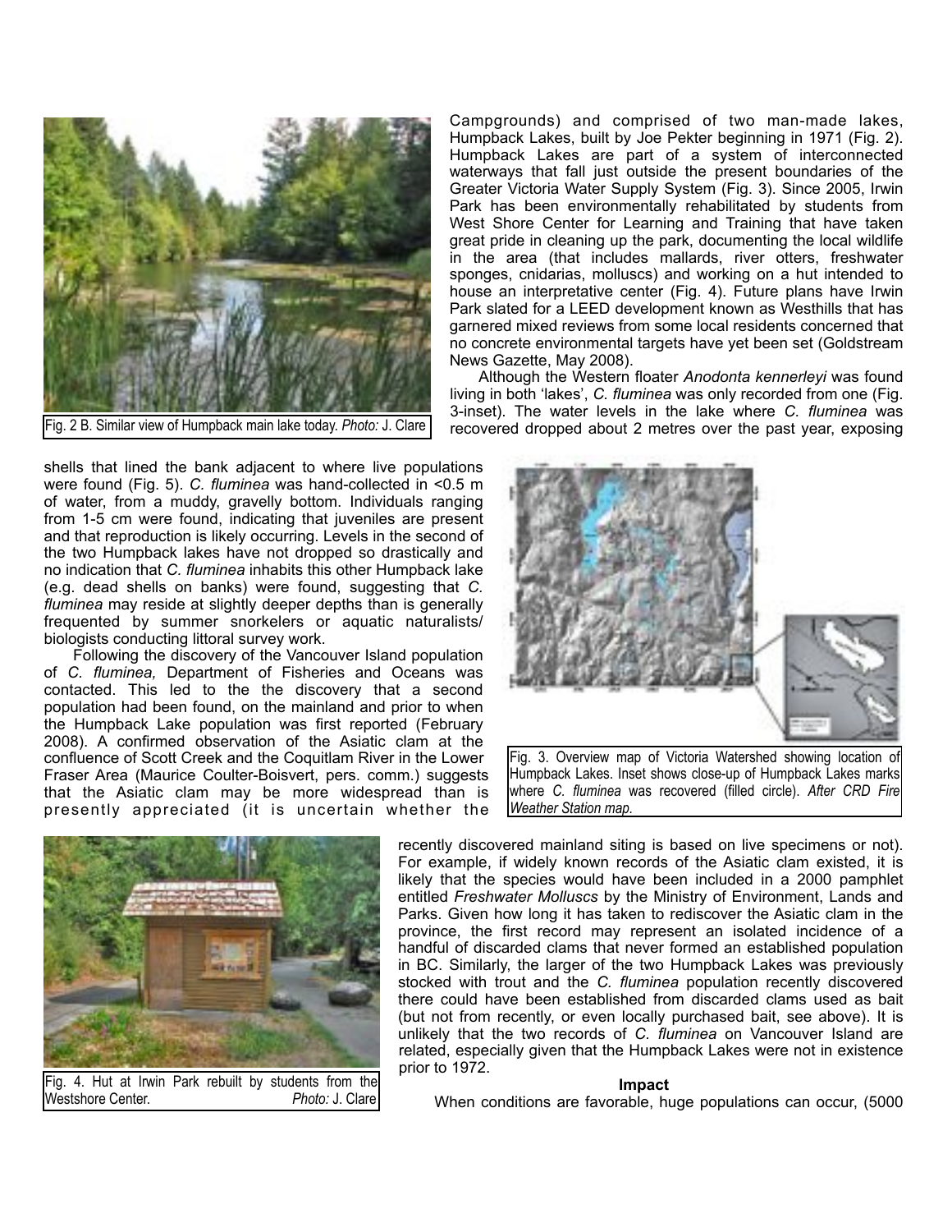Fig. 2 B. Similar view of Humpback main lake today. *Photo:* J. Clare

Campgrounds) and comprised of two man-made lakes, Humpback Lakes, built by Joe Pekter beginning in 1971 (Fig. 2). Humpback Lakes are part of a system of interconnected waterways that fall just outside the present boundaries of the Greater Victoria Water Supply System (Fig. 3). Since 2005, Irwin Park has been environmentally rehabilitated by students from West Shore Center for Learning and Training that have taken great pride in cleaning up the park, documenting the local wildlife in the area (that includes mallards, river otters, freshwater sponges, cnidarias, molluscs) and working on a hut intended to house an interpretative center (Fig. 4). Future plans have Irwin Park slated for a LEED development known as Westhills that has garnered mixed reviews from some local residents concerned that no concrete environmental targets have yet been set (Goldstream News Gazette, May 2008).

Although the Western floater *Anodonta kennerleyi* was found living in both 'lakes', *C. fluminea* was only recorded from one (Fig. 3-inset). The water levels in the lake where *C. fluminea* was recovered dropped about 2 metres over the past year, exposing shells that lined the bank adjacent to where live populations were found (Fig. 5). *C. fluminea* was hand-collected in <0.5 m of water, from a muddy, gravelly bottom. Individuals ranging from 1-5 cm were found, indicating that juveniles are present and that reproduction is likely occurring. Levels in the second of the two Humpback lakes have not dropped so drastically and no indication that *C. fluminea* inhabits this other Humpback lake (e.g. dead shells on banks) were found, suggesting that *C. fluminea* may reside at slightly deeper depths than is generally frequented by summer snorkelers or aquatic naturalists/ biologists conducting littoral survey work.

Following the discovery of the Vancouver Island population of *C. fluminea,* Department of Fisheries and Oceans was contacted. This led to the the discovery that a second population had been found, on the mainland and prior to when the Humpback Lake population was first reported (February 2008). A confirmed observation of the Asiatic clam at the confluence of Scott Creek and the Coquitlam River in the Lower Fraser Area (Maurice Coulter-Boisvert, pers. comm.) suggests that the Asiatic clam may be more widespread than is presently appreciated (it is uncertain whether the recently discovered mainland siting is based on live specimens or not). For example, if widely known records of the Asiatic clam existed, it is likely that the species would have been included in a 2000 pamphlet entitled *Freshwater Molluscs* by the Ministry of Environment, Lands and Parks. Given how long it has taken to rediscover the Asiatic clam in the province, the first record may represent an isolated incidence of a handful of discarded clams that never formed an established population in BC. Similarly, the larger of the two Humpback Lakes was previously stocked with trout and the *C. fluminea* population recently discovered there could have been established from discarded clams used as bait (but not from recently, or even locally purchased bait, see above). It is unlikely that the two records of *C. fluminea* on Vancouver Island are related, especially given that the Humpback Lakes were not in existence prior to 1972.

Fig. 3. Overview map of Victoria Watershed showing location of Humpback Lakes. Inset shows close-up of Humpback Lakes marks where *C. fluminea* was recovered (filled circle). *After CRD Fire Weather Station map.*

Fig. 4. Hut at Irwin Park rebuilt by students from the Westshore Center. *Photo:* J. Clare

**Impact**

When conditions are favorable, huge populations can occur, (5000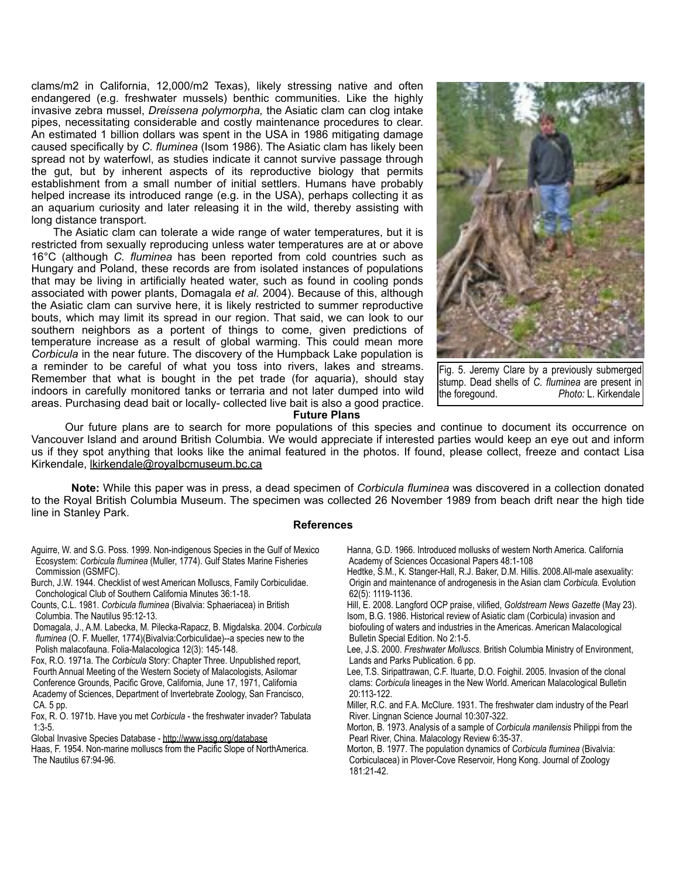clams/m2 in California, 12,000/m2 Texas), likely stressing native and often endangered (e.g. freshwater mussels) benthic communities. Like the highly invasive zebra mussel, *Dreissena polymorpha,* the Asiatic clam can clog intake pipes, necessitating considerable and costly maintenance procedures to clear. An estimated 1 billion dollars was spent in the USA in 1986 mitigating damage caused specifically by *C. fluminea* (Isom 1986). The Asiatic clam has likely been spread not by waterfowl, as studies indicate it cannot survive passage through the gut, but by inherent aspects of its reproductive biology that permits establishment from a small number of initial settlers. Humans have probably helped increase its introduced range (e.g. in the USA), perhaps collecting it as an aquarium curiosity and later releasing it in the wild, thereby assisting with long distance transport.

The Asiatic clam can tolerate a wide range of water temperatures, but it is restricted from sexually reproducing unless water temperatures are at or above 16°C (although *C. fluminea* has been reported from cold countries such as Hungary and Poland, these records are from isolated instances of populations that may be living in artificially heated water, such as found in cooling ponds associated with power plants, Domagala *et al.* 2004). Because of this, although the Asiatic clam can survive here, it is likely restricted to summer reproductive bouts, which may limit its spread in our region. That said, we can look to our southern neighbors as a portent of things to come, given predictions of temperature increase as a result of global warming. This could mean more *Corbicula* in the near future. The discovery of the Humpback Lake population is a reminder to be careful of what you toss into rivers, lakes and streams. Remember that what is bought in the pet trade (for aquaria), should stay indoors in carefully monitored tanks or terraria and not later dumped into wild areas. Purchasing dead bait or locally- collected live bait is also a good practice.

Fig. 5. Jeremy Clare by a previously submerged stump. Dead shells of *C. fluminea* are present in the foregound. *Photo:* L. Kirkendale

**Future Plans**

Our future plans are to search for more populations of this species and continue to document its occurrence on Vancouver Island and around British Columbia. We would appreciate if interested parties would keep an eye out and inform us if they spot anything that looks like the animal featured in the photos. If found, please collect, freeze and contact Lisa Kirkendale, lkirkendale@royalbcmuseum.bc.ca

**Note:** While this paper was in press, a dead specimen of *Corbicula fluminea* was discovered in a collection donated to the Royal British Columbia Museum. The specimen was collected 26 November 1989 from beach drift near the high tide line in Stanley Park.

**References**

Aguirre, W. and S.G. Poss. 1999. Non-indigenous Species in the Gulf of Mexico Ecosystem: *Corbicula fluminea* (Muller, 1774). Gulf States Marine Fisheries Commission (GSMFC).

Burch, J.W. 1944. Checklist of west American Molluscs, Family Corbiculidae. Conchological Club of Southern California Minutes 36:1-18.

Counts, C.L. 1981. *Corbicula fluminea* (Bivalvia: Sphaeriacea) in British Columbia. The Nautilus 95:12-13.

Domagala, J., A.M. Labecka, M. Pilecka-Rapacz, B. Migdalska. 2004. *Corbicula fluminea* (O. F. Mueller, 1774)(Bivalvia:Corbiculidae)--a species new to the Polish malacofauna. Folia-Malacologica 12(3): 145-148.

Fox, R.O. 1971a. The *Corbicula* Story: Chapter Three. Unpublished report, Fourth Annual Meeting of the Western Society of Malacologists, Asilomar Conference Grounds, Pacific Grove, California, June 17, 1971, California Academy of Sciences, Department of Invertebrate Zoology, San Francisco, CA. 5 pp.

Fox, R. O. 1971b. Have you met *Corbicula* - the freshwater invader? Tabulata 1:3-5.

Global Invasive Species Database - http://www.issg.org/database

Haas, F. 1954. Non-marine molluscs from the Pacific Slope of NorthAmerica. The Nautilus 67:94-96.

Hanna, G.D. 1966. Introduced mollusks of western North America. California Academy of Sciences Occasional Papers 48:1-108

Hedtke, S.M., K. Stanger-Hall, R.J. Baker, D.M. Hillis. 2008.All-male asexuality: Origin and maintenance of androgenesis in the Asian clam *Corbicula.* Evolution 62(5): 1119-1136.

Hill, E. 2008. Langford OCP praise, vilified, *Goldstream News Gazette* (May 23).

Isom, B.G. 1986. Historical review of Asiatic clam (Corbicula) invasion and biofouling of waters and industries in the Americas. American Malacological Bulletin Special Edition. No 2:1-5.

Lee, J.S. 2000. *Freshwater Molluscs.* British Columbia Ministry of Environment, Lands and Parks Publication. 6 pp.

Lee, T.S. Siripattrawan, C.F. Ituarte, D.O. Foighil. 2005. Invasion of the clonal clams: *Corbicula* lineages in the New World. American Malacological Bulletin 20:113-122.

Miller, R.C. and F.A. McClure. 1931. The freshwater clam industry of the Pearl River. Lingnan Science Journal 10:307-322.

Morton, B. 1973. Analysis of a sample of *Corbicula manilensis* Philippi from the Pearl River, China. Malacology Review 6:35-37.

Morton, B. 1977. The population dynamics of *Corbicula fluminea* (Bivalvia: Corbiculacea) in Plover-Cove Reservoir, Hong Kong. Journal of Zoology 181:21-42.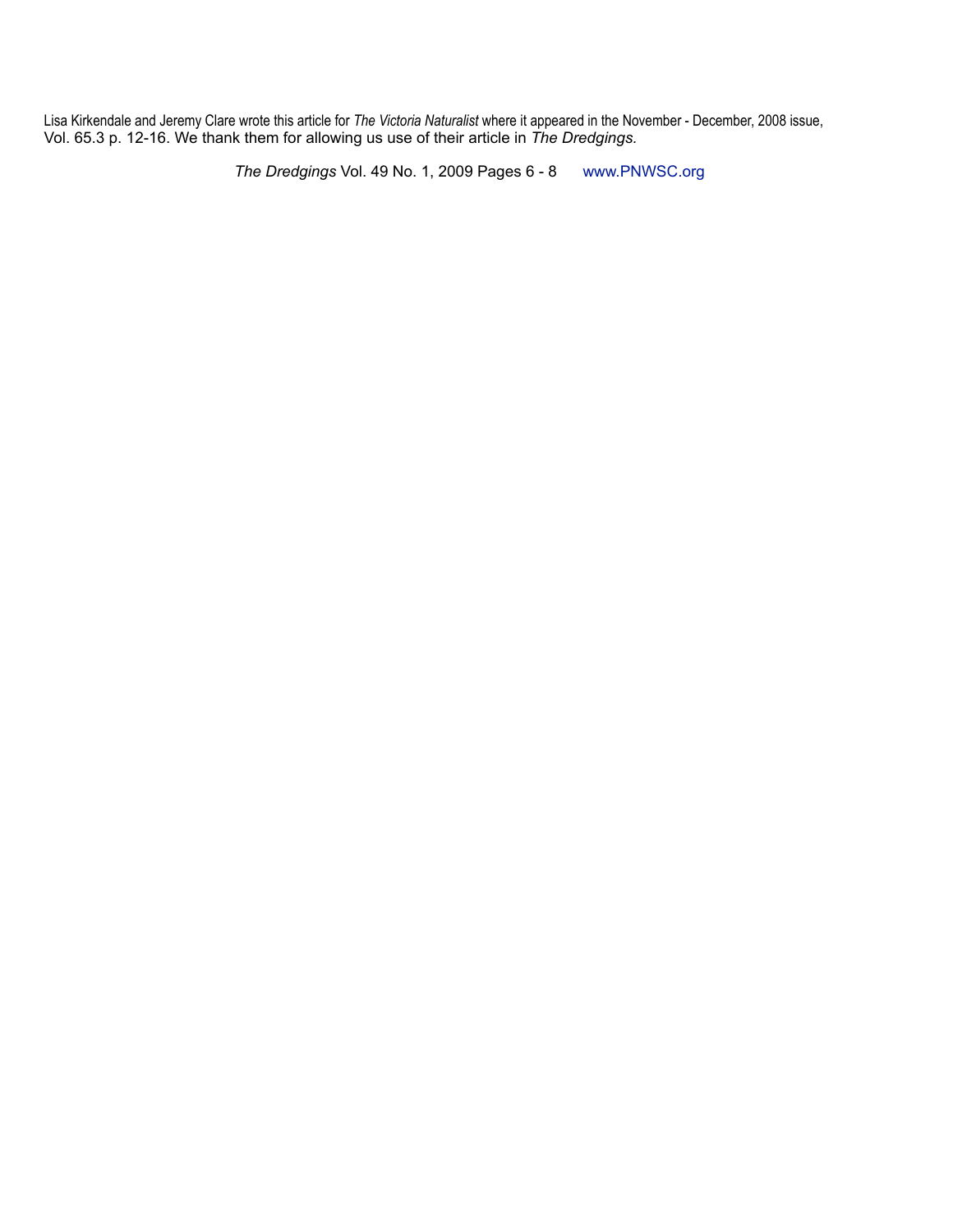Lisa Kirkendale and Jeremy Clare wrote this article for *The Victoria Naturalist* where it appeared in the November - December, 2008 issue, Vol. 65.3 p. 12-16. We thank them for allowing us use of their article in *The Dredgings.*